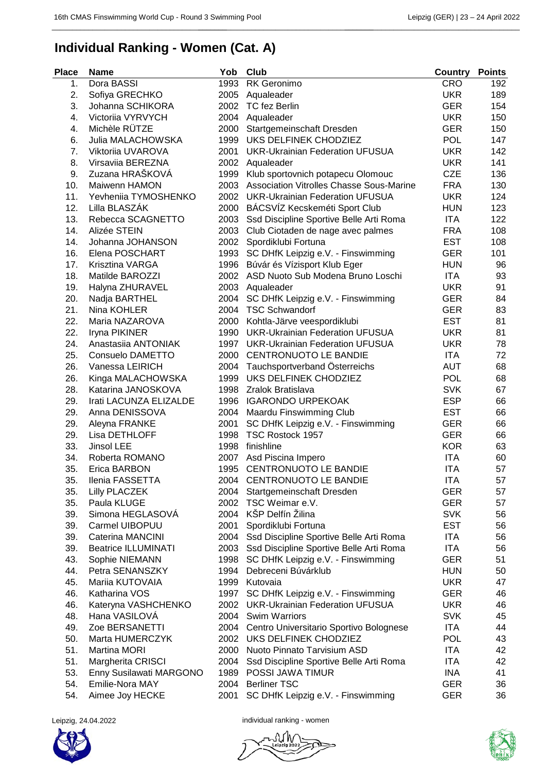# Individual Ranking - Women (Cat. A)

| Place | Name | Yob | Club | Country | Points |
|---|---|---|---|---|---|
| 1. | Dora BASSI | 1993 | RK Geronimo | CRO | 192 |
| 2. | Sofiya GRECHKO | 2005 | Aqualeader | UKR | 189 |
| 3. | Johanna SCHIKORA | 2002 | TC fez Berlin | GER | 154 |
| 4. | Victoriia VYRVYCH | 2004 | Aqualeader | UKR | 150 |
| 4. | Michèle RÜTZE | 2000 | Startgemeinschaft Dresden | GER | 150 |
| 6. | Julia MALACHOWSKA | 1999 | UKS DELFINEK CHODZIEZ | POL | 147 |
| 7. | Viktoriia UVAROVA | 2001 | UKR-Ukrainian Federation UFUSUA | UKR | 142 |
| 8. | Virsaviia BEREZNA | 2002 | Aqualeader | UKR | 141 |
| 9. | Zuzana HRAŠKOVÁ | 1999 | Klub sportovnich potapecu Olomouc | CZE | 136 |
| 10. | Maiwenn HAMON | 2003 | Association Vitrolles Chasse Sous-Marine | FRA | 130 |
| 11. | Yevheniia TYMOSHENKO | 2002 | UKR-Ukrainian Federation UFUSUA | UKR | 124 |
| 12. | Lilla BLASZÁK | 2000 | BÁCSVÍZ Kecskeméti Sport Club | HUN | 123 |
| 13. | Rebecca SCAGNETTO | 2003 | Ssd Discipline Sportive Belle Arti Roma | ITA | 122 |
| 14. | Alizée STEIN | 2003 | Club Ciotaden de nage avec palmes | FRA | 108 |
| 14. | Johanna JOHANSON | 2002 | Spordiklubi Fortuna | EST | 108 |
| 16. | Elena POSCHART | 1993 | SC DHfK Leipzig e.V. - Finswimming | GER | 101 |
| 17. | Krisztina VARGA | 1996 | Búvár és Vízisport Klub Eger | HUN | 96 |
| 18. | Matilde BAROZZI | 2002 | ASD Nuoto Sub Modena Bruno Loschi | ITA | 93 |
| 19. | Halyna ZHURAVEL | 2003 | Aqualeader | UKR | 91 |
| 20. | Nadja BARTHEL | 2004 | SC DHfK Leipzig e.V. - Finswimming | GER | 84 |
| 21. | Nina KOHLER | 2004 | TSC Schwandorf | GER | 83 |
| 22. | Maria NAZAROVA | 2000 | Kohtla-Järve veespordiklubi | EST | 81 |
| 22. | Iryna PIKINER | 1990 | UKR-Ukrainian Federation UFUSUA | UKR | 81 |
| 24. | Anastasiia ANTONIAK | 1997 | UKR-Ukrainian Federation UFUSUA | UKR | 78 |
| 25. | Consuelo DAMETTO | 2000 | CENTRONUOTO LE BANDIE | ITA | 72 |
| 26. | Vanessa LEIRICH | 2004 | Tauchsportverband Österreichs | AUT | 68 |
| 26. | Kinga MALACHOWSKA | 1999 | UKS DELFINEK CHODZIEZ | POL | 68 |
| 28. | Katarina JANOSKOVA | 1998 | Zralok Bratislava | SVK | 67 |
| 29. | Irati LACUNZA ELIZALDE | 1996 | IGARONDO URPEKOAK | ESP | 66 |
| 29. | Anna DENISSOVA | 2004 | Maardu Finswimming Club | EST | 66 |
| 29. | Aleyna FRANKE | 2001 | SC DHfK Leipzig e.V. - Finswimming | GER | 66 |
| 29. | Lisa DETHLOFF | 1998 | TSC Rostock 1957 | GER | 66 |
| 33. | Jinsol LEE | 1998 | finishline | KOR | 63 |
| 34. | Roberta ROMANO | 2007 | Asd Piscina Impero | ITA | 60 |
| 35. | Erica BARBON | 1995 | CENTRONUOTO LE BANDIE | ITA | 57 |
| 35. | Ilenia FASSETTA | 2004 | CENTRONUOTO LE BANDIE | ITA | 57 |
| 35. | Lilly PLACZEK | 2004 | Startgemeinschaft Dresden | GER | 57 |
| 35. | Paula KLUGE | 2002 | TSC Weimar e.V. | GER | 57 |
| 39. | Simona HEGLASOVÁ | 2004 | KŠP Delfín Žilina | SVK | 56 |
| 39. | Carmel UIBOPUU | 2001 | Spordiklubi Fortuna | EST | 56 |
| 39. | Caterina MANCINI | 2004 | Ssd Discipline Sportive Belle Arti Roma | ITA | 56 |
| 39. | Beatrice ILLUMINATI | 2003 | Ssd Discipline Sportive Belle Arti Roma | ITA | 56 |
| 43. | Sophie NIEMANN | 1998 | SC DHfK Leipzig e.V. - Finswimming | GER | 51 |
| 44. | Petra SENANSZKY | 1994 | Debreceni Búvárklub | HUN | 50 |
| 45. | Mariia KUTOVAIA | 1999 | Kutovaia | UKR | 47 |
| 46. | Katharina VOS | 1997 | SC DHfK Leipzig e.V. - Finswimming | GER | 46 |
| 46. | Kateryna VASHCHENKO | 2002 | UKR-Ukrainian Federation UFUSUA | UKR | 46 |
| 48. | Hana VASILOVÁ | 2004 | Swim Warriors | SVK | 45 |
| 49. | Zoe BERSANETTI | 2004 | Centro Universitario Sportivo Bolognese | ITA | 44 |
| 50. | Marta HUMERCZYK | 2002 | UKS DELFINEK CHODZIEZ | POL | 43 |
| 51. | Martina MORI | 2000 | Nuoto Pinnato Tarvisium ASD | ITA | 42 |
| 51. | Margherita CRISCI | 2004 | Ssd Discipline Sportive Belle Arti Roma | ITA | 42 |
| 53. | Enny Susilawati MARGONO | 1989 | POSSI JAWA TIMUR | INA | 41 |
| 54. | Emilie-Nora MAY | 2004 | Berliner TSC | GER | 36 |
| 54. | Aimee Joy HECKE | 2001 | SC DHfK Leipzig e.V. - Finswimming | GER | 36 |

Leipzig, 24.04.2022 individual ranking - women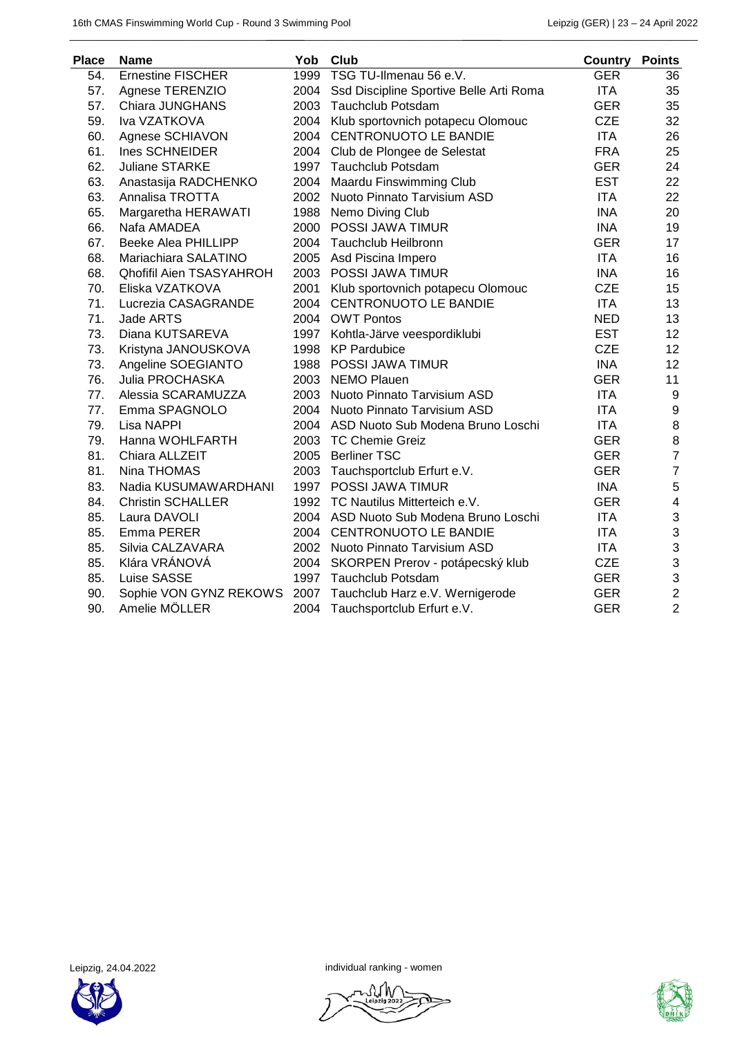| Place | Name | Yob | Club | Country | Points |
|---|---|---|---|---|---|
| 54. | Ernestine FISCHER | 1999 | TSG TU-Ilmenau 56 e.V. | GER | 36 |
| 57. | Agnese TERENZIO | 2004 | Ssd Discipline Sportive Belle Arti Roma | ITA | 35 |
| 57. | Chiara JUNGHANS | 2003 | Tauchclub Potsdam | GER | 35 |
| 59. | Iva VZATKOVA | 2004 | Klub sportovnich potapecu Olomouc | CZE | 32 |
| 60. | Agnese SCHIAVON | 2004 | CENTRONUOTO LE BANDIE | ITA | 26 |
| 61. | Ines SCHNEIDER | 2004 | Club de Plongee de Selestat | FRA | 25 |
| 62. | Juliane STARKE | 1997 | Tauchclub Potsdam | GER | 24 |
| 63. | Anastasija RADCHENKO | 2004 | Maardu Finswimming Club | EST | 22 |
| 63. | Annalisa TROTTA | 2002 | Nuoto Pinnato Tarvisium ASD | ITA | 22 |
| 65. | Margaretha HERAWATI | 1988 | Nemo Diving Club | INA | 20 |
| 66. | Nafa AMADEA | 2000 | POSSI JAWA TIMUR | INA | 19 |
| 67. | Beeke Alea PHILLIPP | 2004 | Tauchclub Heilbronn | GER | 17 |
| 68. | Mariachiara SALATINO | 2005 | Asd Piscina Impero | ITA | 16 |
| 68. | Qhofifil Aien TSASYAHROH | 2003 | POSSI JAWA TIMUR | INA | 16 |
| 70. | Eliska VZATKOVA | 2001 | Klub sportovnich potapecu Olomouc | CZE | 15 |
| 71. | Lucrezia CASAGRANDE | 2004 | CENTRONUOTO LE BANDIE | ITA | 13 |
| 71. | Jade ARTS | 2004 | OWT Pontos | NED | 13 |
| 73. | Diana KUTSAREVA | 1997 | Kohtla-Järve veespordiklubi | EST | 12 |
| 73. | Kristyna JANOUSKOVA | 1998 | KP Pardubice | CZE | 12 |
| 73. | Angeline SOEGIANTO | 1988 | POSSI JAWA TIMUR | INA | 12 |
| 76. | Julia PROCHASKA | 2003 | NEMO Plauen | GER | 11 |
| 77. | Alessia SCARAMUZZA | 2003 | Nuoto Pinnato Tarvisium ASD | ITA | 9 |
| 77. | Emma SPAGNOLO | 2004 | Nuoto Pinnato Tarvisium ASD | ITA | 9 |
| 79. | Lisa NAPPI | 2004 | ASD Nuoto Sub Modena Bruno Loschi | ITA | 8 |
| 79. | Hanna WOHLFARTH | 2003 | TC Chemie Greiz | GER | 8 |
| 81. | Chiara ALLZEIT | 2005 | Berliner TSC | GER | 7 |
| 81. | Nina THOMAS | 2003 | Tauchsportclub Erfurt e.V. | GER | 7 |
| 83. | Nadia KUSUMAWARDHANI | 1997 | POSSI JAWA TIMUR | INA | 5 |
| 84. | Christin SCHALLER | 1992 | TC Nautilus Mitterteich e.V. | GER | 4 |
| 85. | Laura DAVOLI | 2004 | ASD Nuoto Sub Modena Bruno Loschi | ITA | 3 |
| 85. | Emma PERER | 2004 | CENTRONUOTO LE BANDIE | ITA | 3 |
| 85. | Silvia CALZAVARA | 2002 | Nuoto Pinnato Tarvisium ASD | ITA | 3 |
| 85. | Klára VRÁNOVÁ | 2004 | SKORPEN Prerov - potápecský klub | CZE | 3 |
| 85. | Luise SASSE | 1997 | Tauchclub Potsdam | GER | 3 |
| 90. | Sophie VON GYNZ REKOWS | 2007 | Tauchclub Harz e.V. Wernigerode | GER | 2 |
| 90. | Amelie MÖLLER | 2004 | Tauchsportclub Erfurt e.V. | GER | 2 |

Leipzig, 24.04.2022

individual ranking - women